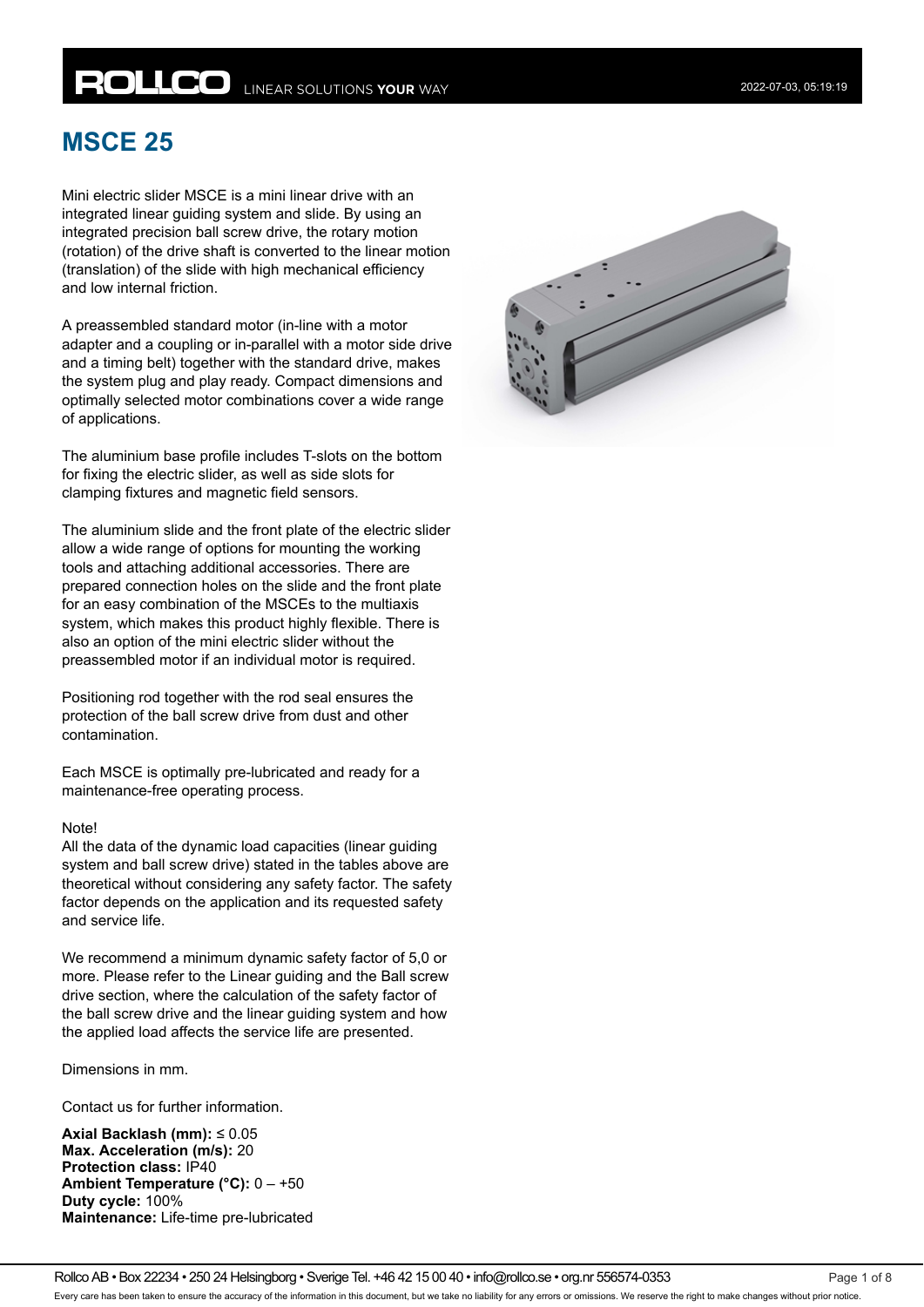# MSCE 25

Mini electric slider MSCE is a mini linear drive with an integrated linear guiding system and slide. By using an integrated precision ball screw drive, the rotary motion (rotation) of the drive shaft is converted to the linear motion (translation) of the slide with high mechanical efficiency and low internal friction.

A preassembled standard motor (in-line with a motor adapter and a coupling or in-parallel with a motor side drive and a timing belt) together with the standard drive, makes the system plug and play ready. Compact dimensions and optimally selected motor combinations cover a wide range of applications.

The aluminium base profile includes T-slots on the bottom for fixing the electric slider, as well as side slots for clamping fixtures and magnetic field sensors.

The aluminium slide and the front plate of the electric slider allow a wide range of options for mounting the working tools and attaching additional accessories. There are prepared connection holes on the slide and the front plate for an easy combination of the MSCEs to the multiaxis system, which makes this product highly flexible. There is also an option of the mini electric slider without the preassembled motor if an individual motor is required.

Positioning rod together with the rod seal ensures the protection of the ball screw drive from dust and other contamination.

Each MSCE is optimally pre-lubricated and ready for a maintenance-free operating process.

Note!
All the data of the dynamic load capacities (linear guiding system and ball screw drive) stated in the tables above are theoretical without considering any safety factor. The safety factor depends on the application and its requested safety and service life.

We recommend a minimum dynamic safety factor of 5,0 or more. Please refer to the Linear guiding and the Ball screw drive section, where the calculation of the safety factor of the ball screw drive and the linear guiding system and how the applied load affects the service life are presented.

Dimensions in mm.

Contact us for further information.

**Axial Backlash (mm):** ≤ 0.05
**Max. Acceleration (m/s):** 20
**Protection class:** IP40
**Ambient Temperature (°C):** 0 – +50
**Duty cycle:** 100%
**Maintenance:** Life-time pre-lubricated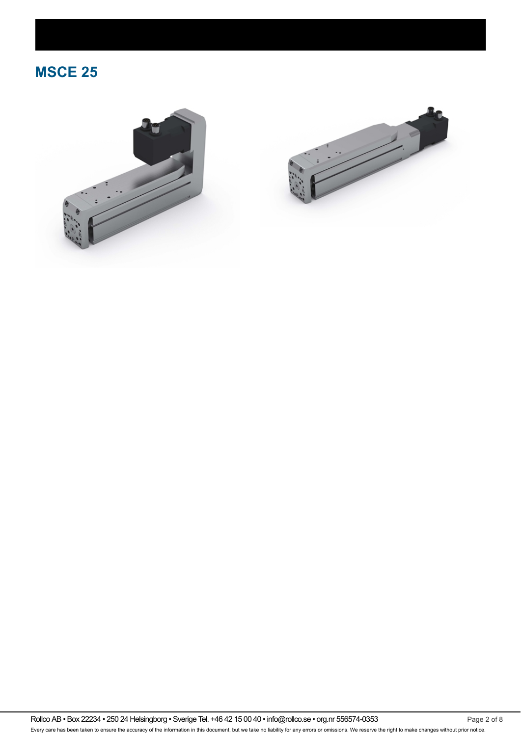## MSCE 25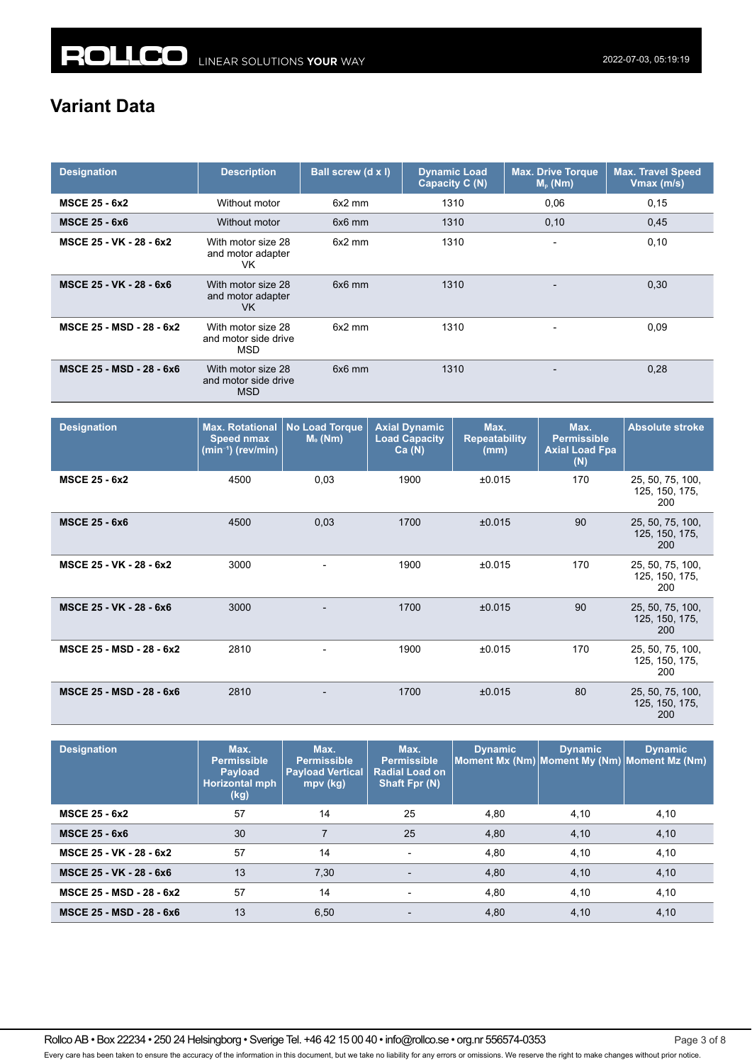## Variant Data

| Designation | Description | Ball screw (d x l) | Dynamic Load Capacity C (N) | Max. Drive Torque $M_p$ (Nm) | Max. Travel Speed Vmax (m/s) |
|---|---|---|---|---|---|
| **MSCE 25 - 6x2** | Without motor | 6x2 mm | 1310 | 0,06 | 0,15 |
| **MSCE 25 - 6x6** | Without motor | 6x6 mm | 1310 | 0,10 | 0,45 |
| **MSCE 25 - VK - 28 - 6x2** | With motor size 28 and motor adapter VK | 6x2 mm | 1310 | - | 0,10 |
| **MSCE 25 - VK - 28 - 6x6** | With motor size 28 and motor adapter VK | 6x6 mm | 1310 | - | 0,30 |
| **MSCE 25 - MSD - 28 - 6x2** | With motor size 28 and motor side drive MSD | 6x2 mm | 1310 | - | 0,09 |
| **MSCE 25 - MSD - 28 - 6x6** | With motor size 28 and motor side drive MSD | 6x6 mm | 1310 | - | 0,28 |

| Designation | Max. Rotational Speed nmax ($min^{-1}$) (rev/min) | No Load Torque $M_o$ (Nm) | Axial Dynamic Load Capacity Ca (N) | Max. Repeatability (mm) | Max. Permissible Axial Load Fpa (N) | Absolute stroke |
|---|---|---|---|---|---|---|
| **MSCE 25 - 6x2** | 4500 | 0,03 | 1900 | ±0.015 | 170 | 25, 50, 75, 100, 125, 150, 175, 200 |
| **MSCE 25 - 6x6** | 4500 | 0,03 | 1700 | ±0.015 | 90 | 25, 50, 75, 100, 125, 150, 175, 200 |
| **MSCE 25 - VK - 28 - 6x2** | 3000 | - | 1900 | ±0.015 | 170 | 25, 50, 75, 100, 125, 150, 175, 200 |
| **MSCE 25 - VK - 28 - 6x6** | 3000 | - | 1700 | ±0.015 | 90 | 25, 50, 75, 100, 125, 150, 175, 200 |
| **MSCE 25 - MSD - 28 - 6x2** | 2810 | - | 1900 | ±0.015 | 170 | 25, 50, 75, 100, 125, 150, 175, 200 |
| **MSCE 25 - MSD - 28 - 6x6** | 2810 | - | 1700 | ±0.015 | 80 | 25, 50, 75, 100, 125, 150, 175, 200 |

| Designation | Max. Permissible Payload Horizontal mph (kg) | Max. Permissible Payload Vertical mpv (kg) | Max. Permissible Radial Load on Shaft Fpr (N) | Dynamic Moment Mx (Nm) | Dynamic Moment My (Nm) | Dynamic Moment Mz (Nm) |
|---|---|---|---|---|---|---|
| **MSCE 25 - 6x2** | 57 | 14 | 25 | 4,80 | 4,10 | 4,10 |
| **MSCE 25 - 6x6** | 30 | 7 | 25 | 4,80 | 4,10 | 4,10 |
| **MSCE 25 - VK - 28 - 6x2** | 57 | 14 | - | 4,80 | 4,10 | 4,10 |
| **MSCE 25 - VK - 28 - 6x6** | 13 | 7,30 | - | 4,80 | 4,10 | 4,10 |
| **MSCE 25 - MSD - 28 - 6x2** | 57 | 14 | - | 4,80 | 4,10 | 4,10 |
| **MSCE 25 - MSD - 28 - 6x6** | 13 | 6,50 | - | 4,80 | 4,10 | 4,10 |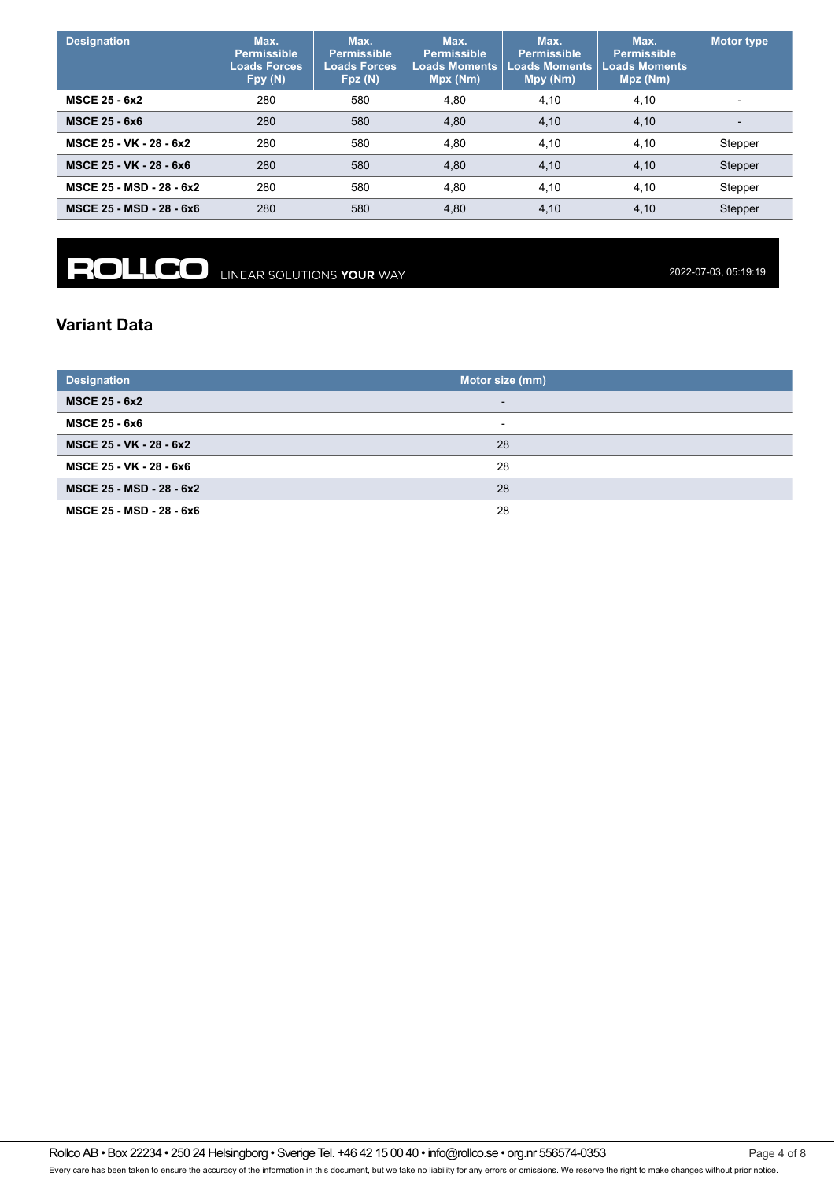| Designation | Max. Permissible Loads Forces Fpy (N) | Max. Permissible Loads Forces Fpz (N) | Max. Permissible Loads Moments Mpx (Nm) | Max. Permissible Loads Moments Mpy (Nm) | Max. Permissible Loads Moments Mpz (Nm) | Motor type |
|---|---|---|---|---|---|---|
| **MSCE 25 - 6x2** | 280 | 580 | 4,80 | 4,10 | 4,10 | - |
| **MSCE 25 - 6x6** | 280 | 580 | 4,80 | 4,10 | 4,10 | - |
| **MSCE 25 - VK - 28 - 6x2** | 280 | 580 | 4,80 | 4,10 | 4,10 | Stepper |
| **MSCE 25 - VK - 28 - 6x6** | 280 | 580 | 4,80 | 4,10 | 4,10 | Stepper |
| **MSCE 25 - MSD - 28 - 6x2** | 280 | 580 | 4,80 | 4,10 | 4,10 | Stepper |
| **MSCE 25 - MSD - 28 - 6x6** | 280 | 580 | 4,80 | 4,10 | 4,10 | Stepper |

ROLLCO LINEAR SOLUTIONS **YOUR** WAY 2022-07-03, 05:19:19

## Variant Data

| Designation | Motor size (mm) |
|---|---|
| **MSCE 25 - 6x2** | - |
| **MSCE 25 - 6x6** | - |
| **MSCE 25 - VK - 28 - 6x2** | 28 |
| **MSCE 25 - VK - 28 - 6x6** | 28 |
| **MSCE 25 - MSD - 28 - 6x2** | 28 |
| **MSCE 25 - MSD - 28 - 6x6** | 28 |

Rollco AB • Box 22234 • 250 24 Helsingborg • Sverige Tel. +46 42 15 00 40 • info@rollco.se • org.nr 556574-0353

Every care has been taken to ensure the accuracy of the information in this document, but we take no liability for any errors or omissions. We reserve the right to make changes without prior notice.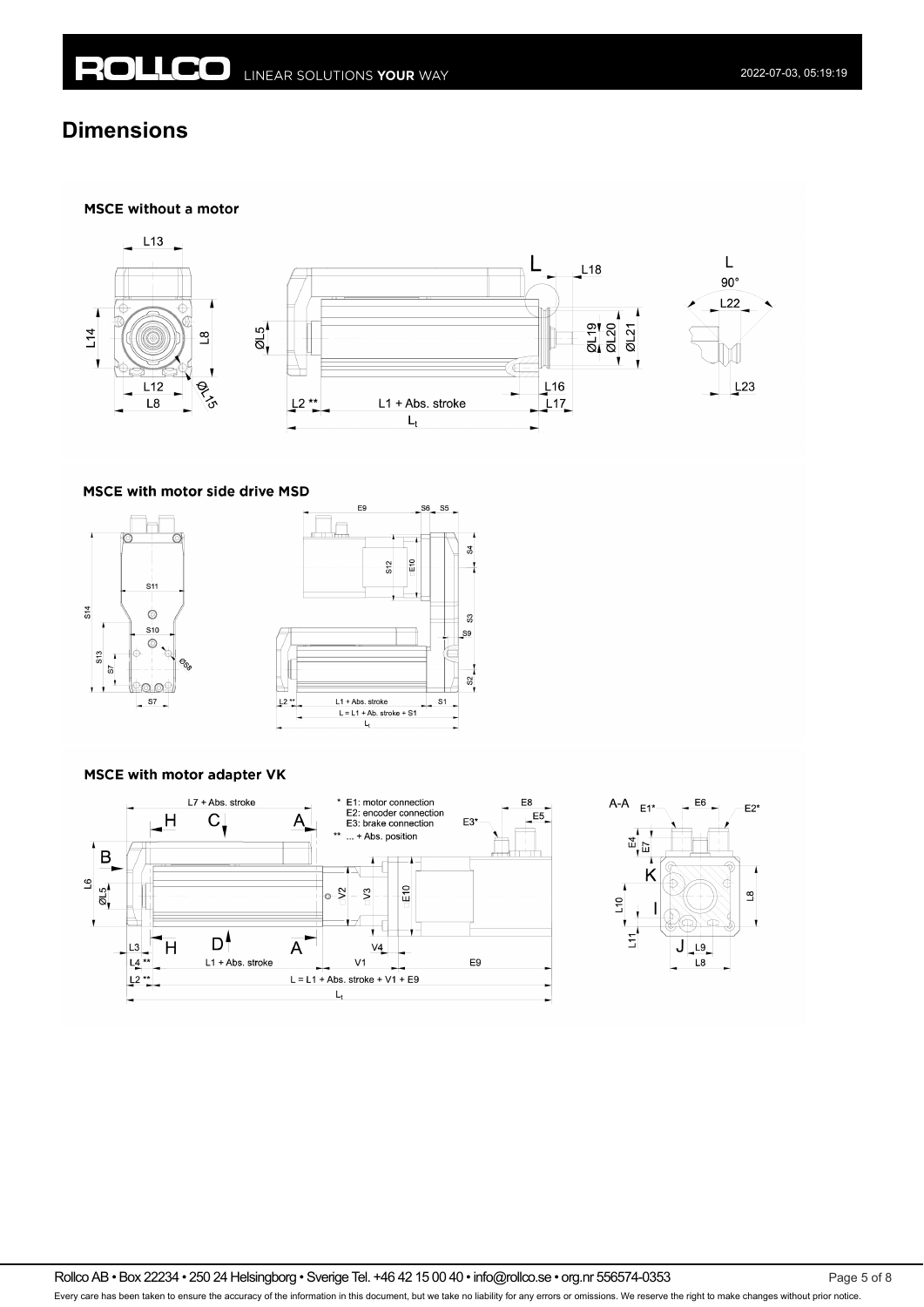## Dimensions

**MSCE without a motor**

**MSCE with motor side drive MSD**

**MSCE with motor adapter VK**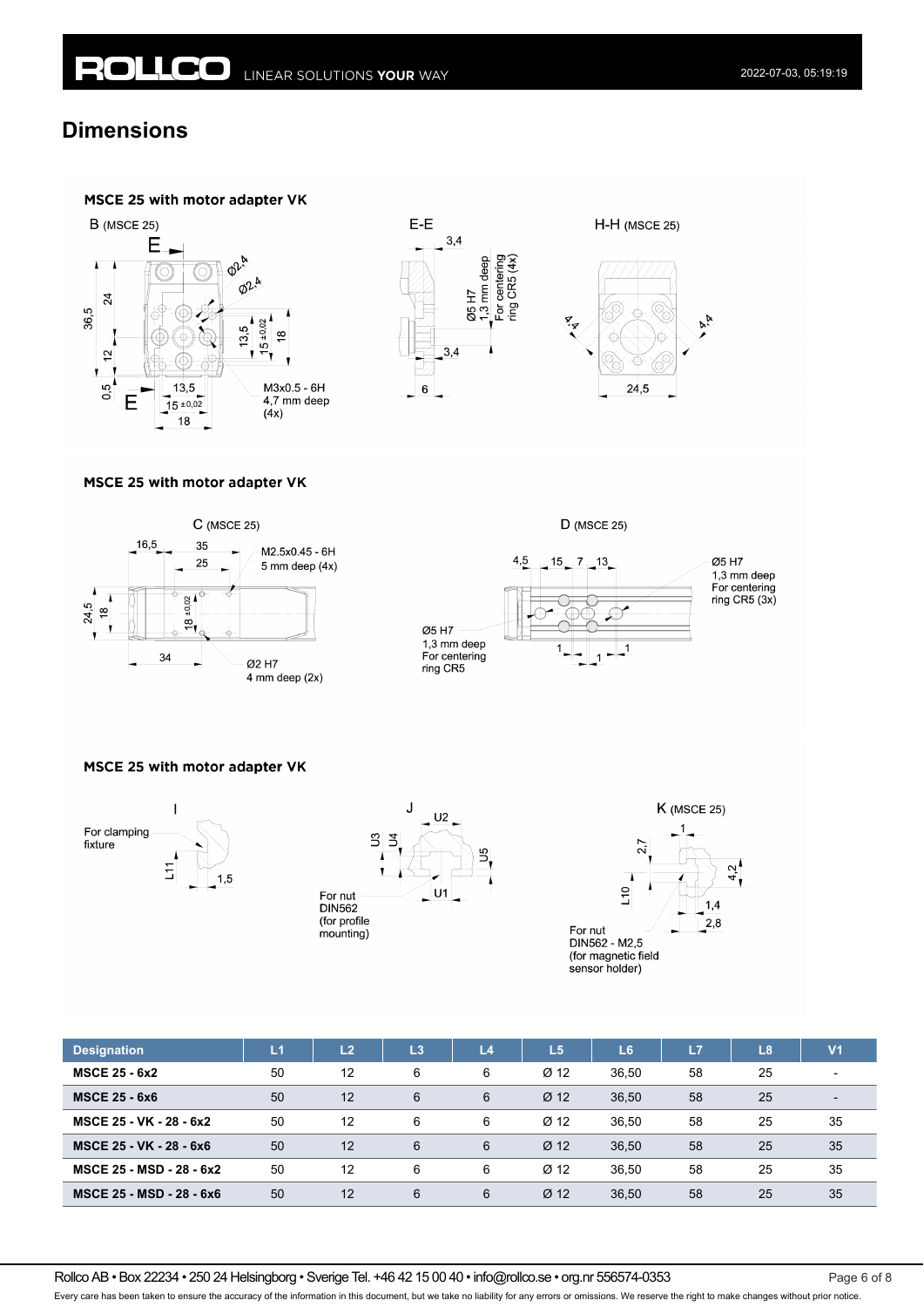## Dimensions

### MSCE 25 with motor adapter VK

B (MSCE 25)

E-E

H-H (MSCE 25)

M3x0.5 - 6H
4,7 mm deep
(4x)

Ø5 H7
1,3 mm deep
For centering
ring CR5 (4x)

### MSCE 25 with motor adapter VK

C (MSCE 25)

M2.5x0.45 - 6H
5 mm deep (4x)

Ø2 H7
4 mm deep (2x)

D (MSCE 25)

Ø5 H7
1,3 mm deep
For centering
ring CR5 (3x)

Ø5 H7
1,3 mm deep
For centering
ring CR5

### MSCE 25 with motor adapter VK

I

For clamping fixture

J

For nut
DIN562
(for profile mounting)

K (MSCE 25)

For nut
DIN562 - M2,5
(for magnetic field sensor holder)

| Designation | L1 | L2 | L3 | L4 | L5 | L6 | L7 | L8 | V1 |
|---|---|---|---|---|---|---|---|---|---|
| **MSCE 25 - 6x2** | 50 | 12 | 6 | 6 | Ø 12 | 36,50 | 58 | 25 | - |
| **MSCE 25 - 6x6** | 50 | 12 | 6 | 6 | Ø 12 | 36,50 | 58 | 25 | - |
| **MSCE 25 - VK - 28 - 6x2** | 50 | 12 | 6 | 6 | Ø 12 | 36,50 | 58 | 25 | 35 |
| **MSCE 25 - VK - 28 - 6x6** | 50 | 12 | 6 | 6 | Ø 12 | 36,50 | 58 | 25 | 35 |
| **MSCE 25 - MSD - 28 - 6x2** | 50 | 12 | 6 | 6 | Ø 12 | 36,50 | 58 | 25 | 35 |
| **MSCE 25 - MSD - 28 - 6x6** | 50 | 12 | 6 | 6 | Ø 12 | 36,50 | 58 | 25 | 35 |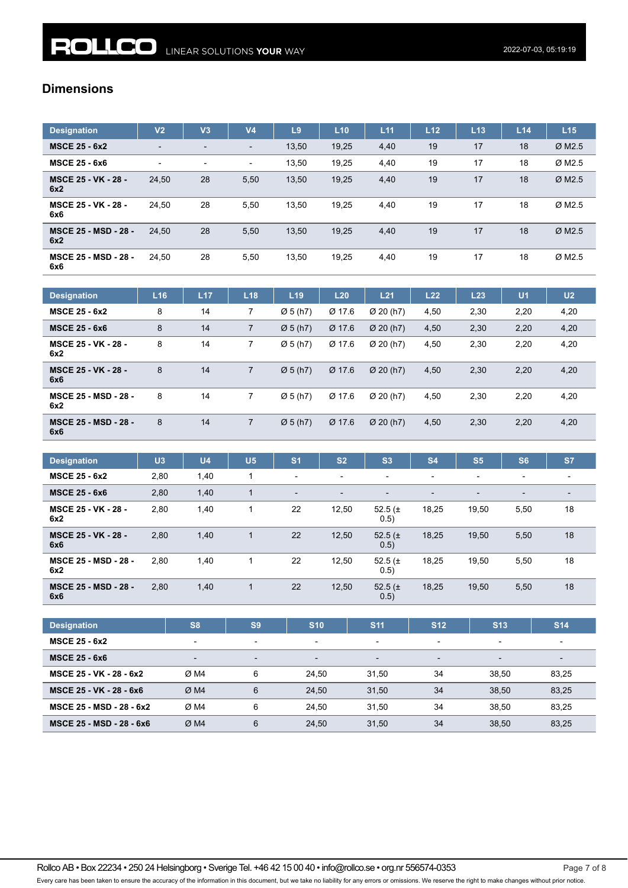## Dimensions

| Designation | V2 | V3 | V4 | L9 | L10 | L11 | L12 | L13 | L14 | L15 |
|---|---|---|---|---|---|---|---|---|---|---|
| **MSCE 25 - 6x2** | - | - | - | 13,50 | 19,25 | 4,40 | 19 | 17 | 18 | Ø M2.5 |
| **MSCE 25 - 6x6** | - | - | - | 13,50 | 19,25 | 4,40 | 19 | 17 | 18 | Ø M2.5 |
| **MSCE 25 - VK - 28 - 6x2** | 24,50 | 28 | 5,50 | 13,50 | 19,25 | 4,40 | 19 | 17 | 18 | Ø M2.5 |
| **MSCE 25 - VK - 28 - 6x6** | 24,50 | 28 | 5,50 | 13,50 | 19,25 | 4,40 | 19 | 17 | 18 | Ø M2.5 |
| **MSCE 25 - MSD - 28 - 6x2** | 24,50 | 28 | 5,50 | 13,50 | 19,25 | 4,40 | 19 | 17 | 18 | Ø M2.5 |
| **MSCE 25 - MSD - 28 - 6x6** | 24,50 | 28 | 5,50 | 13,50 | 19,25 | 4,40 | 19 | 17 | 18 | Ø M2.5 |

| Designation | L16 | L17 | L18 | L19 | L20 | L21 | L22 | L23 | U1 | U2 |
|---|---|---|---|---|---|---|---|---|---|---|
| **MSCE 25 - 6x2** | 8 | 14 | 7 | Ø 5 (h7) | Ø 17.6 | Ø 20 (h7) | 4,50 | 2,30 | 2,20 | 4,20 |
| **MSCE 25 - 6x6** | 8 | 14 | 7 | Ø 5 (h7) | Ø 17.6 | Ø 20 (h7) | 4,50 | 2,30 | 2,20 | 4,20 |
| **MSCE 25 - VK - 28 - 6x2** | 8 | 14 | 7 | Ø 5 (h7) | Ø 17.6 | Ø 20 (h7) | 4,50 | 2,30 | 2,20 | 4,20 |
| **MSCE 25 - VK - 28 - 6x6** | 8 | 14 | 7 | Ø 5 (h7) | Ø 17.6 | Ø 20 (h7) | 4,50 | 2,30 | 2,20 | 4,20 |
| **MSCE 25 - MSD - 28 - 6x2** | 8 | 14 | 7 | Ø 5 (h7) | Ø 17.6 | Ø 20 (h7) | 4,50 | 2,30 | 2,20 | 4,20 |
| **MSCE 25 - MSD - 28 - 6x6** | 8 | 14 | 7 | Ø 5 (h7) | Ø 17.6 | Ø 20 (h7) | 4,50 | 2,30 | 2,20 | 4,20 |

| Designation | U3 | U4 | U5 | S1 | S2 | S3 | S4 | S5 | S6 | S7 |
|---|---|---|---|---|---|---|---|---|---|---|
| **MSCE 25 - 6x2** | 2,80 | 1,40 | 1 | - | - | - | - | - | - | - |
| **MSCE 25 - 6x6** | 2,80 | 1,40 | 1 | - | - | - | - | - | - | - |
| **MSCE 25 - VK - 28 - 6x2** | 2,80 | 1,40 | 1 | 22 | 12,50 | 52.5 (± 0.5) | 18,25 | 19,50 | 5,50 | 18 |
| **MSCE 25 - VK - 28 - 6x6** | 2,80 | 1,40 | 1 | 22 | 12,50 | 52.5 (± 0.5) | 18,25 | 19,50 | 5,50 | 18 |
| **MSCE 25 - MSD - 28 - 6x2** | 2,80 | 1,40 | 1 | 22 | 12,50 | 52.5 (± 0.5) | 18,25 | 19,50 | 5,50 | 18 |
| **MSCE 25 - MSD - 28 - 6x6** | 2,80 | 1,40 | 1 | 22 | 12,50 | 52.5 (± 0.5) | 18,25 | 19,50 | 5,50 | 18 |

| Designation | S8 | S9 | S10 | S11 | S12 | S13 | S14 |
|---|---|---|---|---|---|---|---|
| **MSCE 25 - 6x2** | - | - | - | - | - | - | - |
| **MSCE 25 - 6x6** | - | - | - | - | - | - | - |
| **MSCE 25 - VK - 28 - 6x2** | Ø M4 | 6 | 24,50 | 31,50 | 34 | 38,50 | 83,25 |
| **MSCE 25 - VK - 28 - 6x6** | Ø M4 | 6 | 24,50 | 31,50 | 34 | 38,50 | 83,25 |
| **MSCE 25 - MSD - 28 - 6x2** | Ø M4 | 6 | 24,50 | 31,50 | 34 | 38,50 | 83,25 |
| **MSCE 25 - MSD - 28 - 6x6** | Ø M4 | 6 | 24,50 | 31,50 | 34 | 38,50 | 83,25 |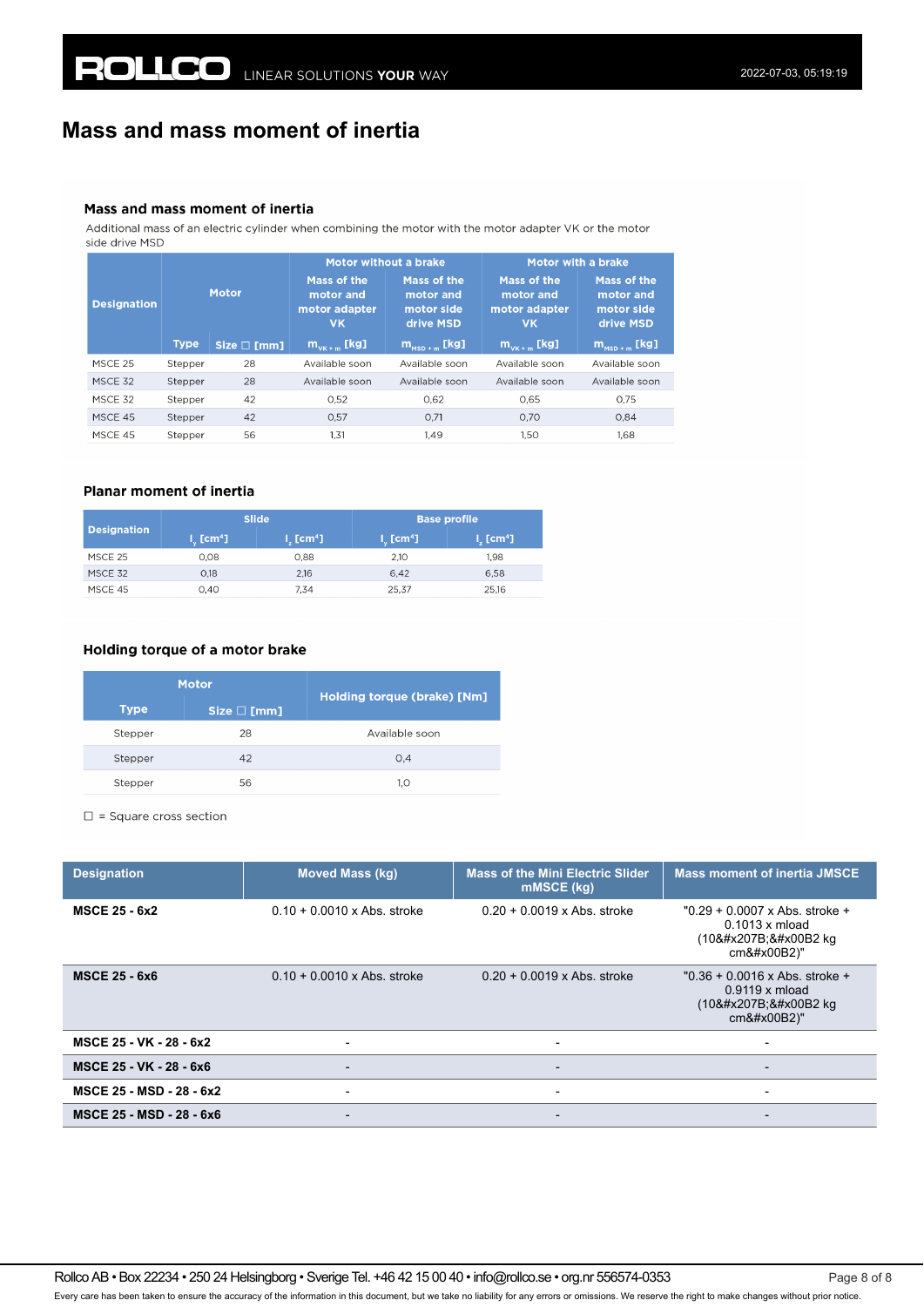# Mass and mass moment of inertia

### Mass and mass moment of inertia

Additional mass of an electric cylinder when combining the motor with the motor adapter VK or the motor side drive MSD

| Designation | Motor | | Motor without a brake | | Motor with a brake | |
|---|---|---|---|---|---|---|
| | | | Mass of the motor and motor adapter VK | Mass of the motor and motor side drive MSD | Mass of the motor and motor adapter VK | Mass of the motor and motor side drive MSD |
| | Type | Size □ [mm] | $m_{VK+m}$ [kg] | $m_{MSD+m}$ [kg] | $m_{VK+m}$ [kg] | $m_{MSD+m}$ [kg] |
| MSCE 25 | Stepper | 28 | Available soon | Available soon | Available soon | Available soon |
| MSCE 32 | Stepper | 28 | Available soon | Available soon | Available soon | Available soon |
| MSCE 32 | Stepper | 42 | 0,52 | 0,62 | 0,65 | 0,75 |
| MSCE 45 | Stepper | 42 | 0,57 | 0,71 | 0,70 | 0,84 |
| MSCE 45 | Stepper | 56 | 1,31 | 1,49 | 1,50 | 1,68 |

### Planar moment of inertia

| Designation | Slide | | Base profile | |
|---|---|---|---|---|
| | $I_y$ [cm⁴] | $I_z$ [cm⁴] | $I_y$ [cm⁴] | $I_z$ [cm⁴] |
| MSCE 25 | 0,08 | 0,88 | 2,10 | 1,98 |
| MSCE 32 | 0,18 | 2,16 | 6,42 | 6,58 |
| MSCE 45 | 0,40 | 7,34 | 25,37 | 25,16 |

### Holding torque of a motor brake

| Motor | | Holding torque (brake) [Nm] |
|---|---|---|
| Type | Size □ [mm] | |
| Stepper | 28 | Available soon |
| Stepper | 42 | 0,4 |
| Stepper | 56 | 1,0 |

□ = Square cross section

| Designation | Moved Mass (kg) | Mass of the Mini Electric Slider mMSCE (kg) | Mass moment of inertia JMSCE |
|---|---|---|---|
| **MSCE 25 - 6x2** | 0.10 + 0.0010 x Abs. stroke | 0.20 + 0.0019 x Abs. stroke | "0.29 + 0.0007 x Abs. stroke + 0.1013 x mload (10&#x207B;&#x00B2 kg cm&#x00B2)" |
| **MSCE 25 - 6x6** | 0.10 + 0.0010 x Abs. stroke | 0.20 + 0.0019 x Abs. stroke | "0.36 + 0.0016 x Abs. stroke + 0.9119 x mload (10&#x207B;&#x00B2 kg cm&#x00B2)" |
| **MSCE 25 - VK - 28 - 6x2** | - | - | - |
| **MSCE 25 - VK - 28 - 6x6** | - | - | - |
| **MSCE 25 - MSD - 28 - 6x2** | - | - | - |
| **MSCE 25 - MSD - 28 - 6x6** | - | - | - |